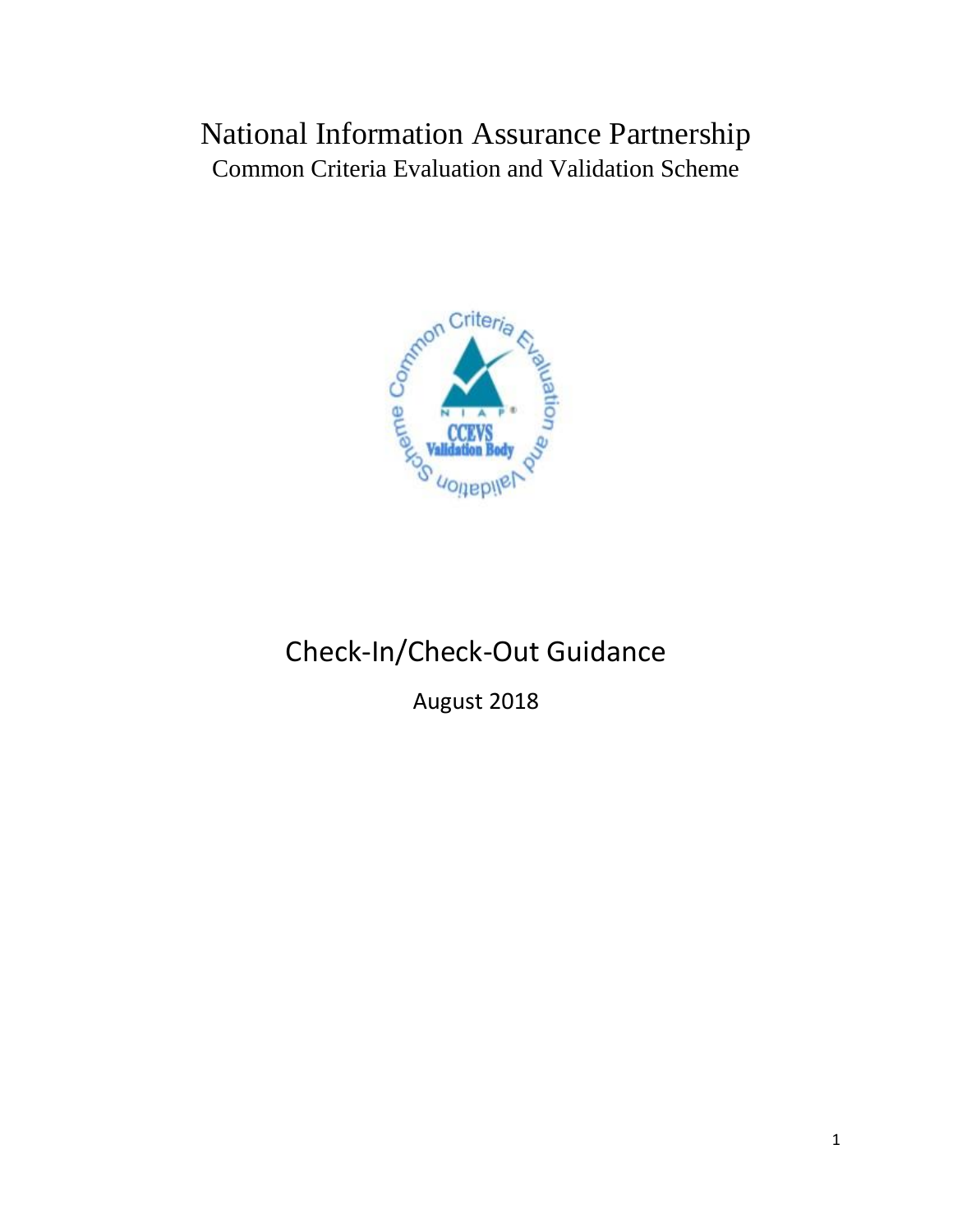# National Information Assurance Partnership

Common Criteria Evaluation and Validation Scheme

# Check-In/Check-Out Guidance

August 2018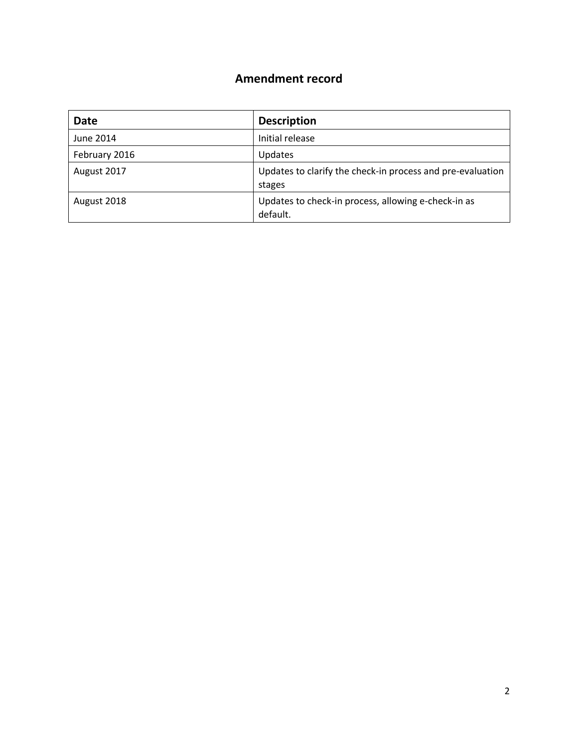# Amendment record

| Date | Description |
| --- | --- |
| June 2014 | Initial release |
| February 2016 | Updates |
| August 2017 | Updates to clarify the check-in process and pre-evaluation stages |
| August 2018 | Updates to check-in process, allowing e-check-in as default. |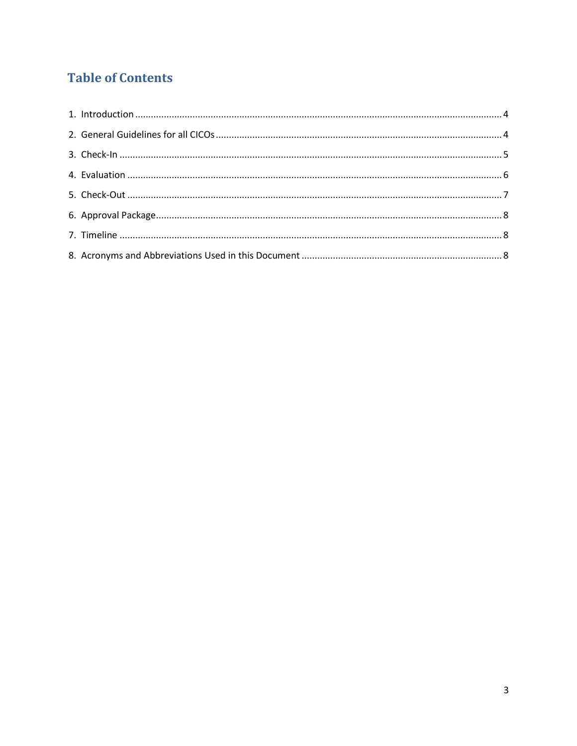# Table of Contents

1. Introduction ........................................................................................................................................ 4
2. General Guidelines for all CICOs ......................................................................................................... 4
3. Check-In .............................................................................................................................................. 5
4. Evaluation ........................................................................................................................................... 6
5. Check-Out ........................................................................................................................................... 7
6. Approval Package................................................................................................................................ 8
7. Timeline .............................................................................................................................................. 8
8. Acronyms and Abbreviations Used in this Document ......................................................................... 8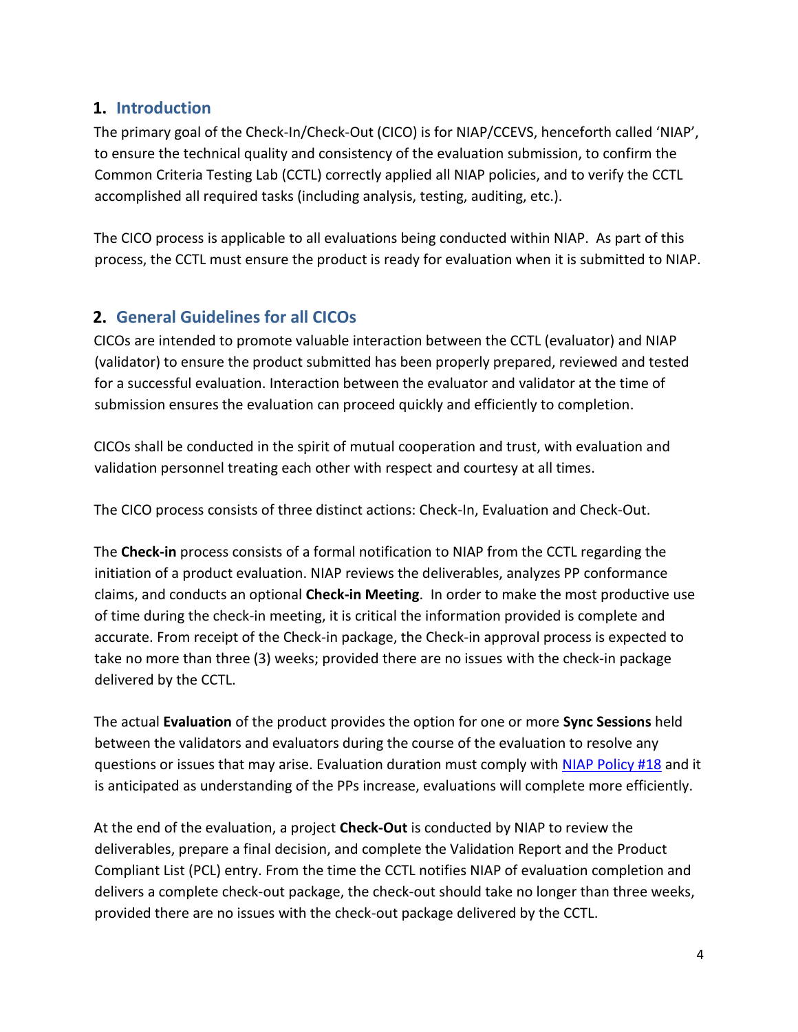## 1. Introduction

The primary goal of the Check-In/Check-Out (CICO) is for NIAP/CCEVS, henceforth called 'NIAP', to ensure the technical quality and consistency of the evaluation submission, to confirm the Common Criteria Testing Lab (CCTL) correctly applied all NIAP policies, and to verify the CCTL accomplished all required tasks (including analysis, testing, auditing, etc.).

The CICO process is applicable to all evaluations being conducted within NIAP. As part of this process, the CCTL must ensure the product is ready for evaluation when it is submitted to NIAP.

## 2. General Guidelines for all CICOs

CICOs are intended to promote valuable interaction between the CCTL (evaluator) and NIAP (validator) to ensure the product submitted has been properly prepared, reviewed and tested for a successful evaluation. Interaction between the evaluator and validator at the time of submission ensures the evaluation can proceed quickly and efficiently to completion.

CICOs shall be conducted in the spirit of mutual cooperation and trust, with evaluation and validation personnel treating each other with respect and courtesy at all times.

The CICO process consists of three distinct actions: Check-In, Evaluation and Check-Out.

The **Check-in** process consists of a formal notification to NIAP from the CCTL regarding the initiation of a product evaluation. NIAP reviews the deliverables, analyzes PP conformance claims, and conducts an optional **Check-in Meeting**. In order to make the most productive use of time during the check-in meeting, it is critical the information provided is complete and accurate. From receipt of the Check-in package, the Check-in approval process is expected to take no more than three (3) weeks; provided there are no issues with the check-in package delivered by the CCTL.

The actual **Evaluation** of the product provides the option for one or more **Sync Sessions** held between the validators and evaluators during the course of the evaluation to resolve any questions or issues that may arise. Evaluation duration must comply with NIAP Policy #18 and it is anticipated as understanding of the PPs increase, evaluations will complete more efficiently.

At the end of the evaluation, a project **Check-Out** is conducted by NIAP to review the deliverables, prepare a final decision, and complete the Validation Report and the Product Compliant List (PCL) entry. From the time the CCTL notifies NIAP of evaluation completion and delivers a complete check-out package, the check-out should take no longer than three weeks, provided there are no issues with the check-out package delivered by the CCTL.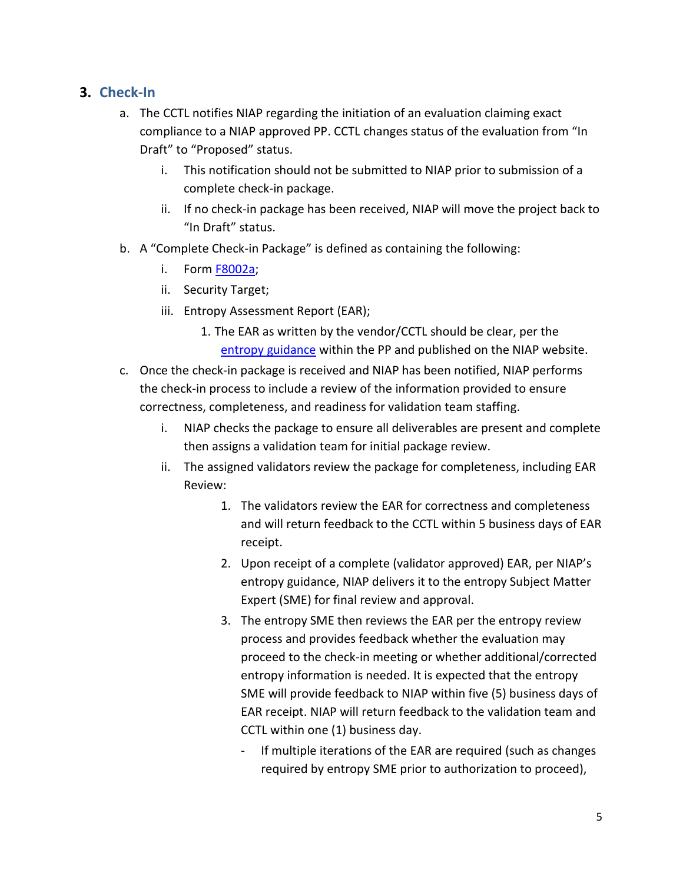## 3. Check-In

a. The CCTL notifies NIAP regarding the initiation of an evaluation claiming exact compliance to a NIAP approved PP. CCTL changes status of the evaluation from "In Draft" to "Proposed" status.

   i. This notification should not be submitted to NIAP prior to submission of a complete check-in package.

   ii. If no check-in package has been received, NIAP will move the project back to "In Draft" status.

b. A "Complete Check-in Package" is defined as containing the following:

   i. Form F8002a;

   ii. Security Target;

   iii. Entropy Assessment Report (EAR);

      1. The EAR as written by the vendor/CCTL should be clear, per the entropy guidance within the PP and published on the NIAP website.

c. Once the check-in package is received and NIAP has been notified, NIAP performs the check-in process to include a review of the information provided to ensure correctness, completeness, and readiness for validation team staffing.

   i. NIAP checks the package to ensure all deliverables are present and complete then assigns a validation team for initial package review.

   ii. The assigned validators review the package for completeness, including EAR Review:

      1. The validators review the EAR for correctness and completeness and will return feedback to the CCTL within 5 business days of EAR receipt.

      2. Upon receipt of a complete (validator approved) EAR, per NIAP's entropy guidance, NIAP delivers it to the entropy Subject Matter Expert (SME) for final review and approval.

      3. The entropy SME then reviews the EAR per the entropy review process and provides feedback whether the evaluation may proceed to the check-in meeting or whether additional/corrected entropy information is needed. It is expected that the entropy SME will provide feedback to NIAP within five (5) business days of EAR receipt. NIAP will return feedback to the validation team and CCTL within one (1) business day.

         - If multiple iterations of the EAR are required (such as changes required by entropy SME prior to authorization to proceed),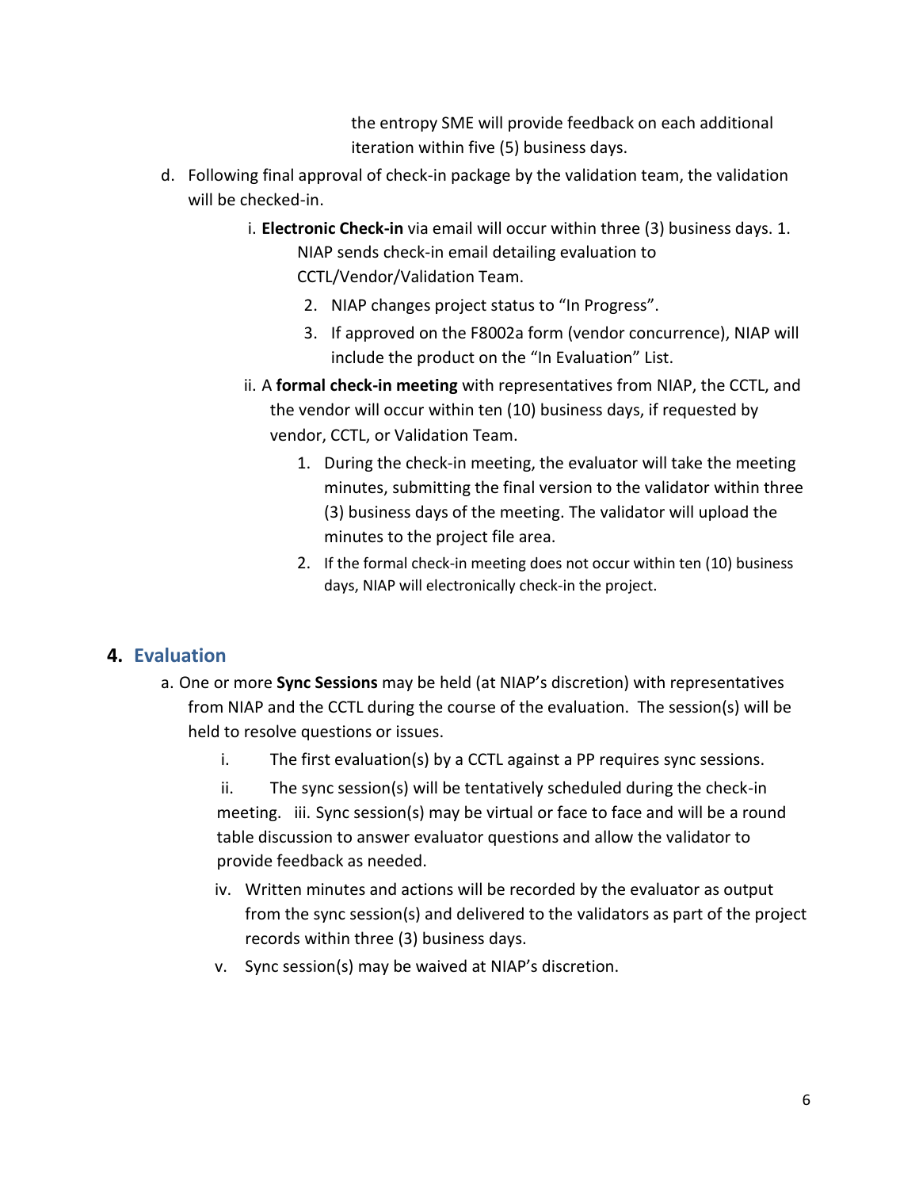the entropy SME will provide feedback on each additional iteration within five (5) business days.

d. Following final approval of check-in package by the validation team, the validation will be checked-in.

   i. **Electronic Check-in** via email will occur within three (3) business days.
      1. NIAP sends check-in email detailing evaluation to CCTL/Vendor/Validation Team.
      2. NIAP changes project status to "In Progress".
      3. If approved on the F8002a form (vendor concurrence), NIAP will include the product on the "In Evaluation" List.

   ii. A **formal check-in meeting** with representatives from NIAP, the CCTL, and the vendor will occur within ten (10) business days, if requested by vendor, CCTL, or Validation Team.
      1. During the check-in meeting, the evaluator will take the meeting minutes, submitting the final version to the validator within three (3) business days of the meeting. The validator will upload the minutes to the project file area.
      2. If the formal check-in meeting does not occur within ten (10) business days, NIAP will electronically check-in the project.

## 4. Evaluation

a. One or more **Sync Sessions** may be held (at NIAP's discretion) with representatives from NIAP and the CCTL during the course of the evaluation. The session(s) will be held to resolve questions or issues.

   i. The first evaluation(s) by a CCTL against a PP requires sync sessions.

   ii. The sync session(s) will be tentatively scheduled during the check-in meeting.

   iii. Sync session(s) may be virtual or face to face and will be a round table discussion to answer evaluator questions and allow the validator to provide feedback as needed.

   iv. Written minutes and actions will be recorded by the evaluator as output from the sync session(s) and delivered to the validators as part of the project records within three (3) business days.

   v. Sync session(s) may be waived at NIAP's discretion.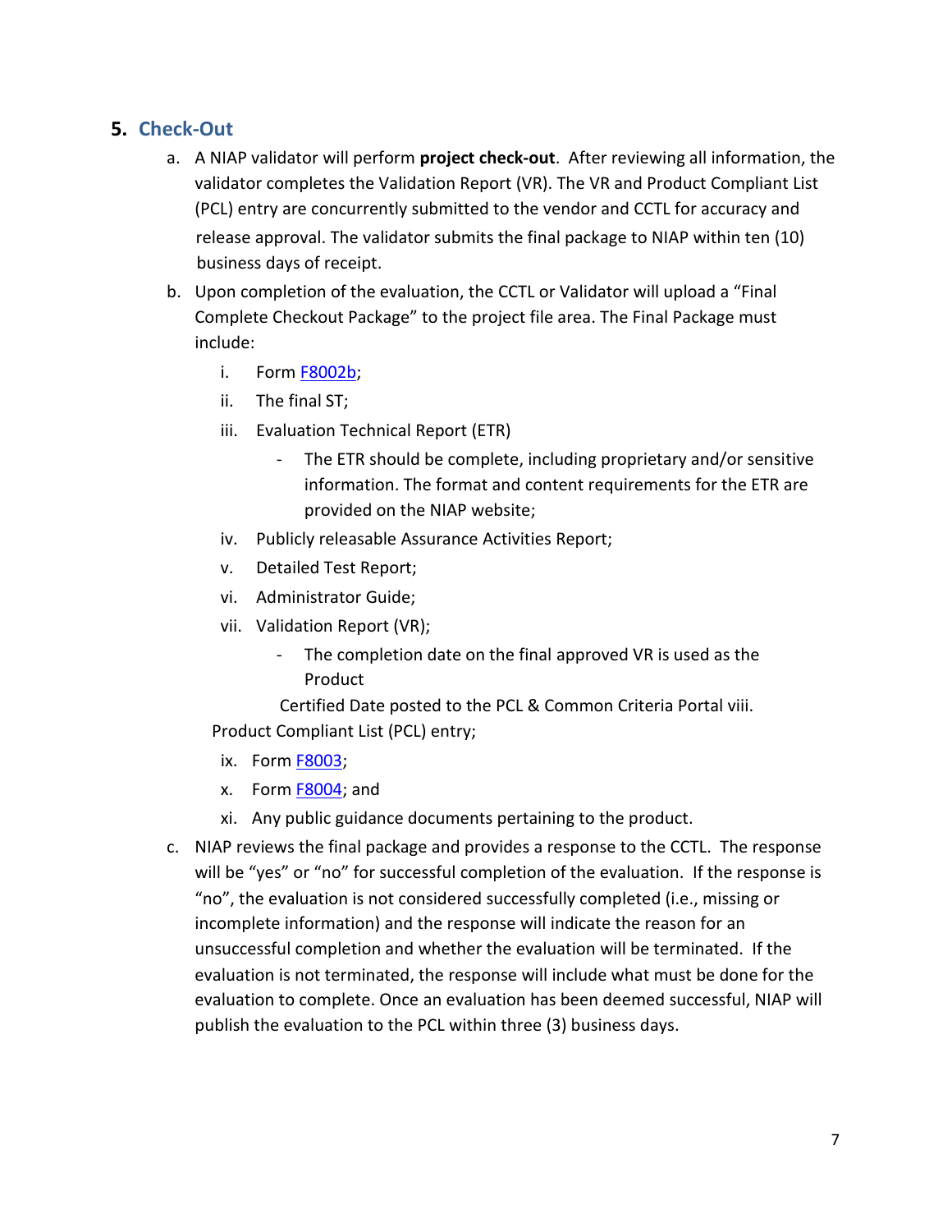## 5. Check-Out

a. A NIAP validator will perform **project check-out**. After reviewing all information, the validator completes the Validation Report (VR). The VR and Product Compliant List (PCL) entry are concurrently submitted to the vendor and CCTL for accuracy and release approval. The validator submits the final package to NIAP within ten (10) business days of receipt.

b. Upon completion of the evaluation, the CCTL or Validator will upload a "Final Complete Checkout Package" to the project file area. The Final Package must include:

   i. Form F8002b;
   
   ii. The final ST;
   
   iii. Evaluation Technical Report (ETR)
   
      - The ETR should be complete, including proprietary and/or sensitive information. The format and content requirements for the ETR are provided on the NIAP website;
   
   iv. Publicly releasable Assurance Activities Report;
   
   v. Detailed Test Report;
   
   vi. Administrator Guide;
   
   vii. Validation Report (VR);
   
      - The completion date on the final approved VR is used as the Product Certified Date posted to the PCL & Common Criteria Portal
   
   viii. Product Compliant List (PCL) entry;
   
   ix. Form F8003;
   
   x. Form F8004; and
   
   xi. Any public guidance documents pertaining to the product.

c. NIAP reviews the final package and provides a response to the CCTL. The response will be "yes" or "no" for successful completion of the evaluation. If the response is "no", the evaluation is not considered successfully completed (i.e., missing or incomplete information) and the response will indicate the reason for an unsuccessful completion and whether the evaluation will be terminated. If the evaluation is not terminated, the response will include what must be done for the evaluation to complete. Once an evaluation has been deemed successful, NIAP will publish the evaluation to the PCL within three (3) business days.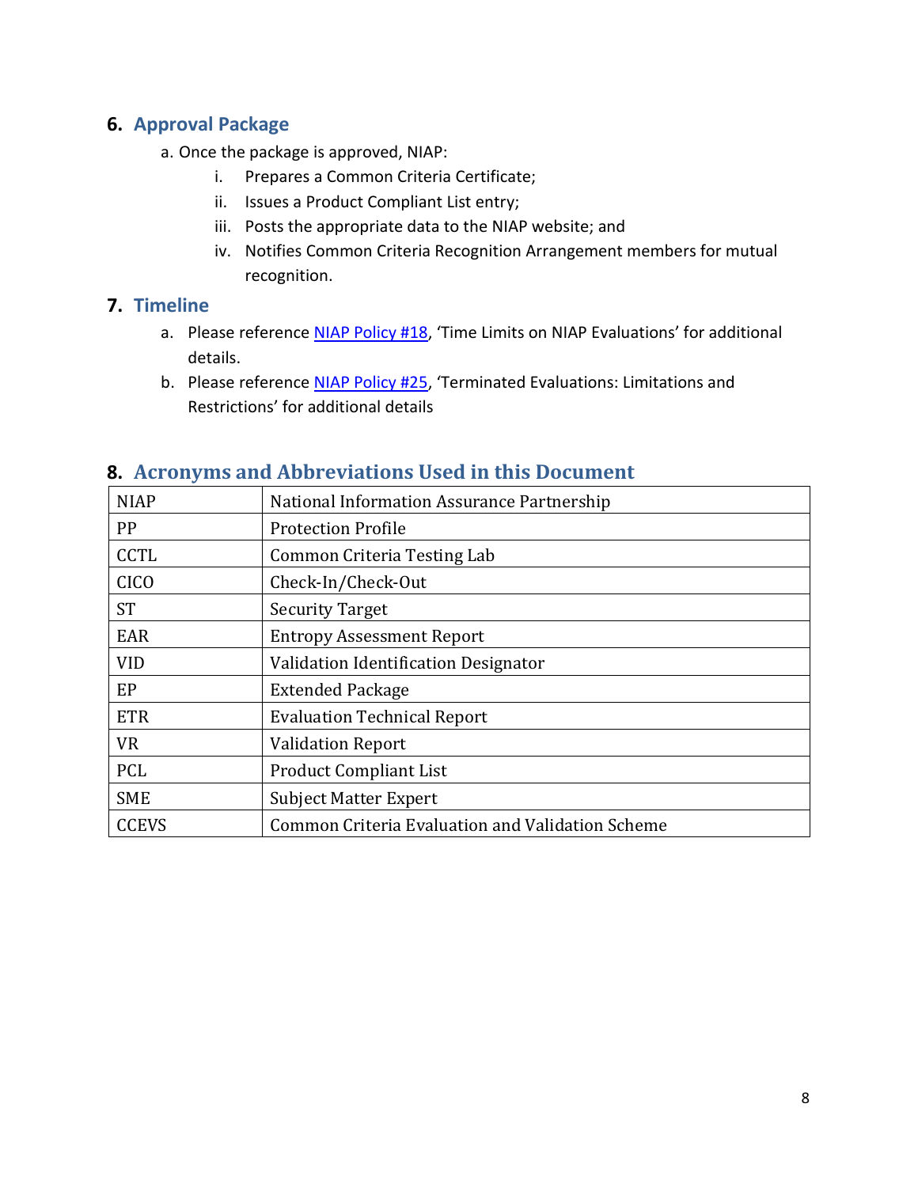## 6. Approval Package

a. Once the package is approved, NIAP:

   i. Prepares a Common Criteria Certificate;

   ii. Issues a Product Compliant List entry;

   iii. Posts the appropriate data to the NIAP website; and

   iv. Notifies Common Criteria Recognition Arrangement members for mutual recognition.

## 7. Timeline

a. Please reference NIAP Policy #18, 'Time Limits on NIAP Evaluations' for additional details.

b. Please reference NIAP Policy #25, 'Terminated Evaluations: Limitations and Restrictions' for additional details

## 8. Acronyms and Abbreviations Used in this Document

| | |
|---|---|
| NIAP | National Information Assurance Partnership |
| PP | Protection Profile |
| CCTL | Common Criteria Testing Lab |
| CICO | Check-In/Check-Out |
| ST | Security Target |
| EAR | Entropy Assessment Report |
| VID | Validation Identification Designator |
| EP | Extended Package |
| ETR | Evaluation Technical Report |
| VR | Validation Report |
| PCL | Product Compliant List |
| SME | Subject Matter Expert |
| CCEVS | Common Criteria Evaluation and Validation Scheme |